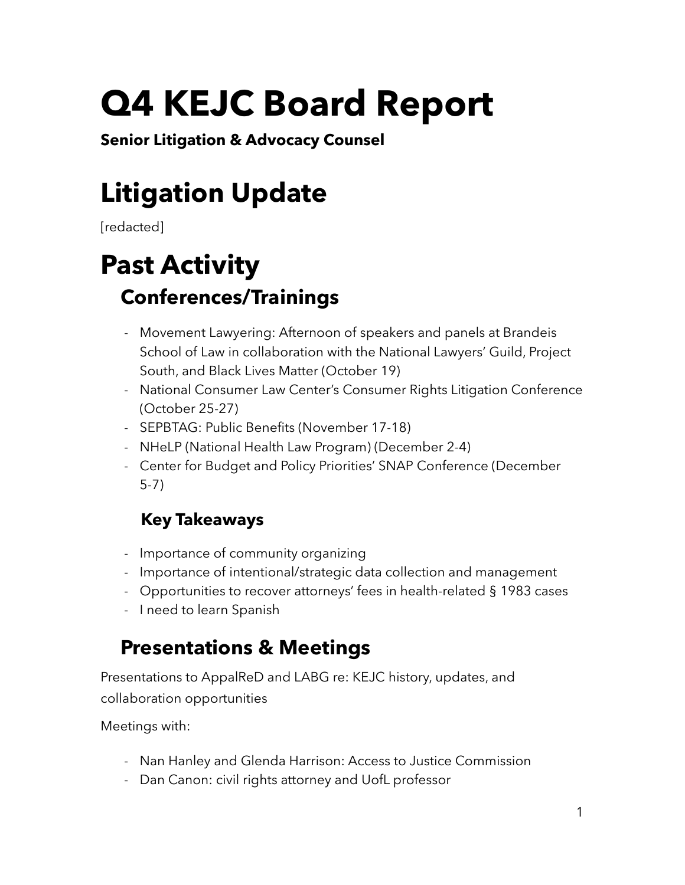# Q4 KEJC Board Report

**Senior Litigation & Advocacy Counsel**

# Litigation Update

[redacted]

# Past Activity

## Conferences/Trainings

- Movement Lawyering: Afternoon of speakers and panels at Brandeis School of Law in collaboration with the National Lawyers' Guild, Project South, and Black Lives Matter (October 19)
- National Consumer Law Center's Consumer Rights Litigation Conference (October 25-27)
- SEPBTAG: Public Benefits (November 17-18)
- NHeLP (National Health Law Program) (December 2-4)
- Center for Budget and Policy Priorities' SNAP Conference (December 5-7)

### Key Takeaways

- Importance of community organizing
- Importance of intentional/strategic data collection and management
- Opportunities to recover attorneys' fees in health-related § 1983 cases
- I need to learn Spanish

## Presentations & Meetings

Presentations to AppalReD and LABG re: KEJC history, updates, and collaboration opportunities

Meetings with:

- Nan Hanley and Glenda Harrison: Access to Justice Commission
- Dan Canon: civil rights attorney and UofL professor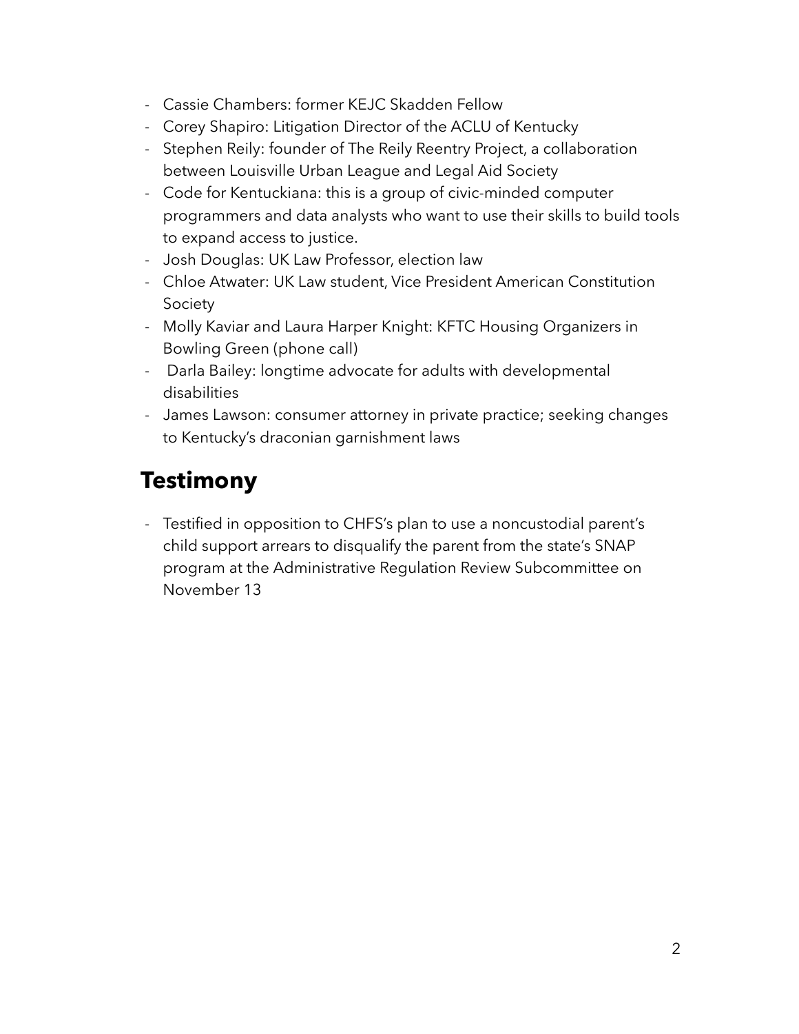- Cassie Chambers: former KEJC Skadden Fellow
- Corey Shapiro: Litigation Director of the ACLU of Kentucky
- Stephen Reily: founder of The Reily Reentry Project, a collaboration between Louisville Urban League and Legal Aid Society
- Code for Kentuckiana: this is a group of civic-minded computer programmers and data analysts who want to use their skills to build tools to expand access to justice.
- Josh Douglas: UK Law Professor, election law
- Chloe Atwater: UK Law student, Vice President American Constitution Society
- Molly Kaviar and Laura Harper Knight: KFTC Housing Organizers in Bowling Green (phone call)
- Darla Bailey: longtime advocate for adults with developmental disabilities
- James Lawson: consumer attorney in private practice; seeking changes to Kentucky's draconian garnishment laws

## Testimony

- Testified in opposition to CHFS's plan to use a noncustodial parent's child support arrears to disqualify the parent from the state's SNAP program at the Administrative Regulation Review Subcommittee on November 13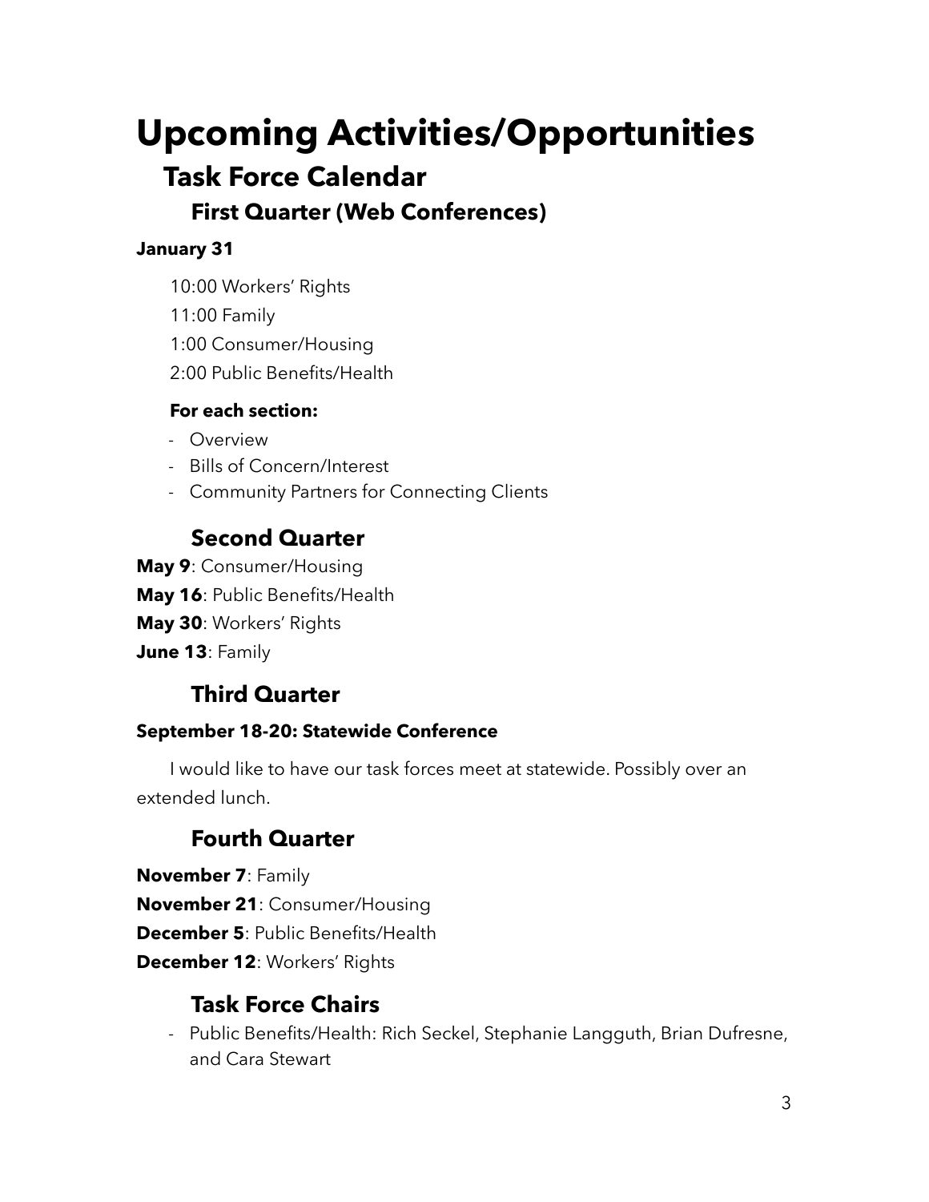# Upcoming Activities/Opportunities

## Task Force Calendar

### First Quarter (Web Conferences)

**January 31**

10:00 Workers' Rights

11:00 Family

1:00 Consumer/Housing

2:00 Public Benefits/Health

**For each section:**

- Overview
- Bills of Concern/Interest
- Community Partners for Connecting Clients

### Second Quarter

**May 9**: Consumer/Housing

**May 16**: Public Benefits/Health

**May 30**: Workers' Rights

**June 13**: Family

### Third Quarter

**September 18-20: Statewide Conference**

I would like to have our task forces meet at statewide. Possibly over an extended lunch.

### Fourth Quarter

**November 7**: Family

**November 21**: Consumer/Housing

**December 5**: Public Benefits/Health

**December 12**: Workers' Rights

### Task Force Chairs

- Public Benefits/Health: Rich Seckel, Stephanie Langguth, Brian Dufresne, and Cara Stewart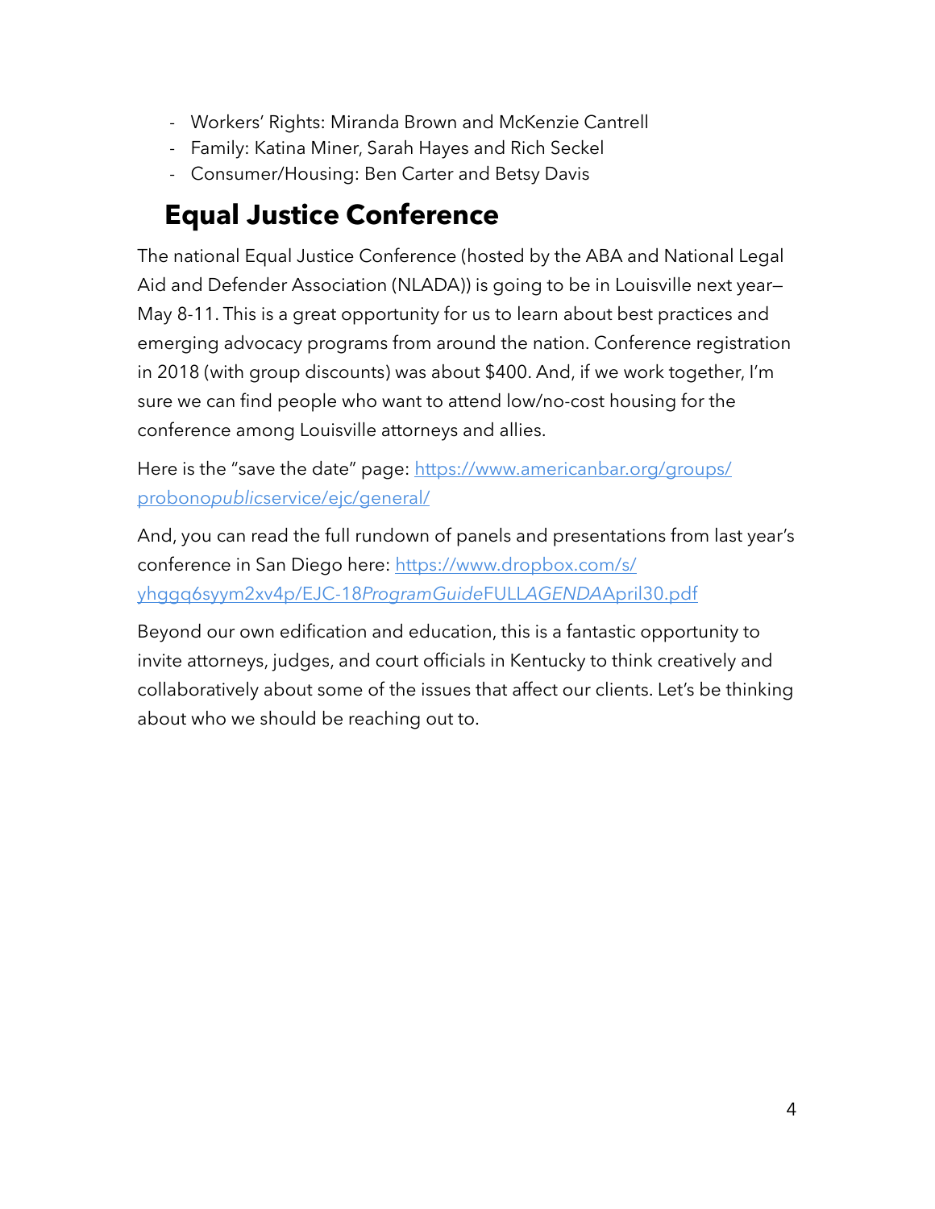- Workers' Rights: Miranda Brown and McKenzie Cantrell
- Family: Katina Miner, Sarah Hayes and Rich Seckel
- Consumer/Housing: Ben Carter and Betsy Davis

## Equal Justice Conference

The national Equal Justice Conference (hosted by the ABA and National Legal Aid and Defender Association (NLADA)) is going to be in Louisville next year—May 8-11. This is a great opportunity for us to learn about best practices and emerging advocacy programs from around the nation. Conference registration in 2018 (with group discounts) was about $400. And, if we work together, I'm sure we can find people who want to attend low/no-cost housing for the conference among Louisville attorneys and allies.

Here is the "save the date" page: [https://www.americanbar.org/groups/probono*public*service/ejc/general/](https://www.americanbar.org/groups/probono_public_service/ejc/general/)

And, you can read the full rundown of panels and presentations from last year's conference in San Diego here: [https://www.dropbox.com/s/yhggq6syym2xv4p/EJC-18*ProgramGuide*FULL*AGENDA*April30.pdf](https://www.dropbox.com/s/yhggq6syym2xv4p/EJC-18_ProgramGuide_FULL_AGENDA_April30.pdf)

Beyond our own edification and education, this is a fantastic opportunity to invite attorneys, judges, and court officials in Kentucky to think creatively and collaboratively about some of the issues that affect our clients. Let's be thinking about who we should be reaching out to.